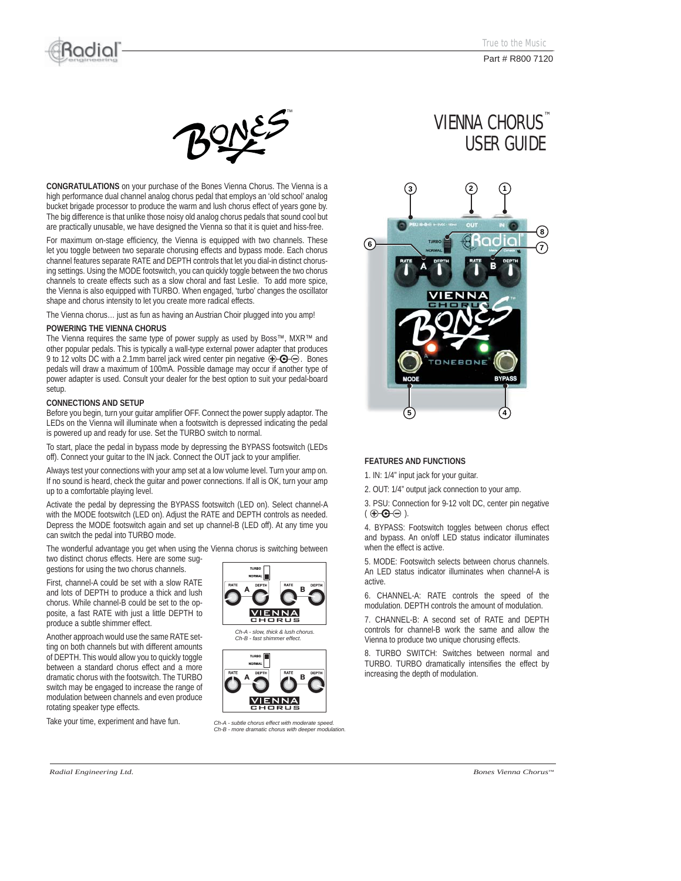Part # R800 7120

# VIENNA CHORUS™ USER GUIDE

**CONGRATULATIONS** on your purchase of the Bones Vienna Chorus. The Vienna is a high performance dual channel analog chorus pedal that employs an 'old school' analog bucket brigade processor to produce the warm and lush chorus effect of years gone by. The big difference is that unlike those noisy old analog chorus pedals that sound cool but are practically unusable, we have designed the Vienna so that it is quiet and hiss-free.

For maximum on-stage efficiency, the Vienna is equipped with two channels. These let you toggle between two separate chorusing effects and bypass mode. Each chorus channel features separate RATE and DEPTH controls that let you dial-in distinct chorusing settings. Using the MODE footswitch, you can quickly toggle between the two chorus channels to create effects such as a slow choral and fast Leslie. To add more spice, the Vienna is also equipped with TURBO. When engaged, 'turbo' changes the oscillator shape and chorus intensity to let you create more radical effects.

The Vienna chorus… just as fun as having an Austrian Choir plugged into you amp!

### POWERING THE VIENNA CHORUS

The Vienna requires the same type of power supply as used by Boss™, MXR™ and other popular pedals. This is typically a wall-type external power adapter that produces 9 to 12 volts DC with a 2.1mm barrel jack wired center pin negative ⊕-⊙-⊖. Bones pedals will draw a maximum of 100mA. Possible damage may occur if another type of power adapter is used. Consult your dealer for the best option to suit your pedal-board setup.

### CONNECTIONS AND SETUP

Before you begin, turn your guitar amplifier OFF. Connect the power supply adaptor. The LEDs on the Vienna will illuminate when a footswitch is depressed indicating the pedal is powered up and ready for use. Set the TURBO switch to normal.

To start, place the pedal in bypass mode by depressing the BYPASS footswitch (LEDs off). Connect your guitar to the IN jack. Connect the OUT jack to your amplifier.

Always test your connections with your amp set at a low volume level. Turn your amp on. If no sound is heard, check the guitar and power connections. If all is OK, turn your amp up to a comfortable playing level.

Activate the pedal by depressing the BYPASS footswitch (LED on). Select channel-A with the MODE footswitch (LED on). Adjust the RATE and DEPTH controls as needed. Depress the MODE footswitch again and set up channel-B (LED off). At any time you can switch the pedal into TURBO mode.

The wonderful advantage you get when using the Vienna chorus is switching between two distinct chorus effects. Here are some suggestions for using the two chorus channels.

First, channel-A could be set with a slow RATE and lots of DEPTH to produce a thick and lush chorus. While channel-B could be set to the opposite, a fast RATE with just a little DEPTH to produce a subtle shimmer effect.

*Ch-A - slow, thick & lush chorus.*
*Ch-B - fast shimmer effect.*

Another approach would use the same RATE setting on both channels but with different amounts of DEPTH. This would allow you to quickly toggle between a standard chorus effect and a more dramatic chorus with the footswitch. The TURBO switch may be engaged to increase the range of modulation between channels and even produce rotating speaker type effects.

*Ch-A - subtle chorus effect with moderate speed.*
*Ch-B - more dramatic chorus with deeper modulation.*

Take your time, experiment and have fun.

### FEATURES AND FUNCTIONS

1. IN: 1/4" input jack for your guitar.

2. OUT: 1/4" output jack connection to your amp.

3. PSU: Connection for 9-12 volt DC, center pin negative ( ⊕-⊙-⊖ ).

4. BYPASS: Footswitch toggles between chorus effect and bypass. An on/off LED status indicator illuminates when the effect is active.

5. MODE: Footswitch selects between chorus channels. An LED status indicator illuminates when channel-A is active.

6. CHANNEL-A: RATE controls the speed of the modulation. DEPTH controls the amount of modulation.

7. CHANNEL-B: A second set of RATE and DEPTH controls for channel-B work the same and allow the Vienna to produce two unique chorusing effects.

8. TURBO SWITCH: Switches between normal and TURBO. TURBO dramatically intensifies the effect by increasing the depth of modulation.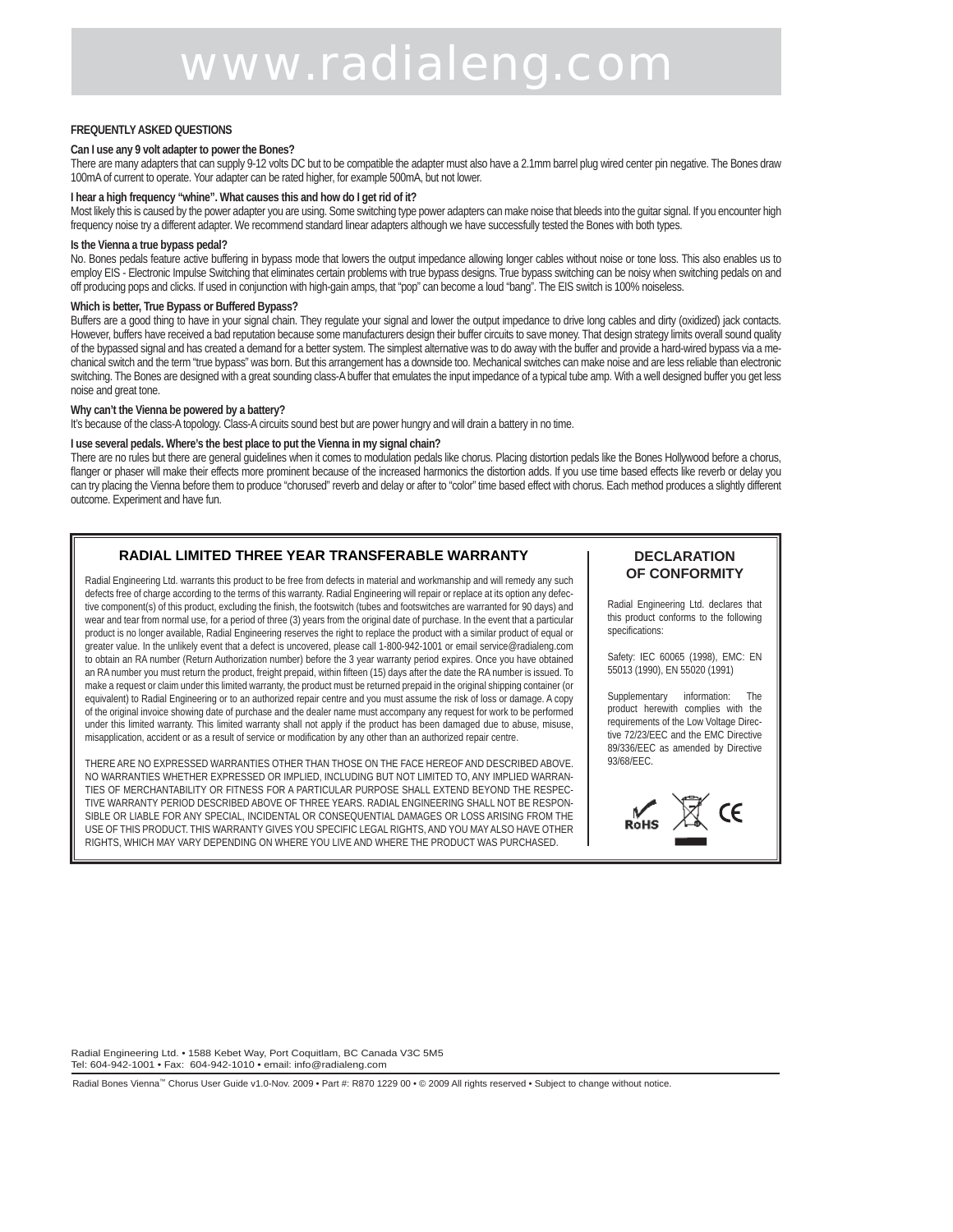# www.radialeng.com

## FREQUENTLY ASKED QUESTIONS

**Can I use any 9 volt adapter to power the Bones?**

There are many adapters that can supply 9-12 volts DC but to be compatible the adapter must also have a 2.1mm barrel plug wired center pin negative. The Bones draw 100mA of current to operate. Your adapter can be rated higher, for example 500mA, but not lower.

**I hear a high frequency "whine". What causes this and how do I get rid of it?**

Most likely this is caused by the power adapter you are using. Some switching type power adapters can make noise that bleeds into the guitar signal. If you encounter high frequency noise try a different adapter. We recommend standard linear adapters although we have successfully tested the Bones with both types.

**Is the Vienna a true bypass pedal?**

No. Bones pedals feature active buffering in bypass mode that lowers the output impedance allowing longer cables without noise or tone loss. This also enables us to employ EIS - Electronic Impulse Switching that eliminates certain problems with true bypass designs. True bypass switching can be noisy when switching pedals on and off producing pops and clicks. If used in conjunction with high-gain amps, that "pop" can become a loud "bang". The EIS switch is 100% noiseless.

**Which is better, True Bypass or Buffered Bypass?**

Buffers are a good thing to have in your signal chain. They regulate your signal and lower the output impedance to drive long cables and dirty (oxidized) jack contacts. However, buffers have received a bad reputation because some manufacturers design their buffer circuits to save money. That design strategy limits overall sound quality of the bypassed signal and has created a demand for a better system. The simplest alternative was to do away with the buffer and provide a hard-wired bypass via a mechanical switch and the term "true bypass" was born. But this arrangement has a downside too. Mechanical switches can make noise and are less reliable than electronic switching. The Bones are designed with a great sounding class-A buffer that emulates the input impedance of a typical tube amp. With a well designed buffer you get less noise and great tone.

**Why can't the Vienna be powered by a battery?**

It's because of the class-A topology. Class-A circuits sound best but are power hungry and will drain a battery in no time.

**I use several pedals. Where's the best place to put the Vienna in my signal chain?**

There are no rules but there are general guidelines when it comes to modulation pedals like chorus. Placing distortion pedals like the Bones Hollywood before a chorus, flanger or phaser will make their effects more prominent because of the increased harmonics the distortion adds. If you use time based effects like reverb or delay you can try placing the Vienna before them to produce "chorused" reverb and delay or after to "color" time based effect with chorus. Each method produces a slightly different outcome. Experiment and have fun.

## RADIAL LIMITED THREE YEAR TRANSFERABLE WARRANTY

Radial Engineering Ltd. warrants this product to be free from defects in material and workmanship and will remedy any such defects free of charge according to the terms of this warranty. Radial Engineering will repair or replace at its option any defective component(s) of this product, excluding the finish, the footswitch (tubes and footswitches are warranted for 90 days) and wear and tear from normal use, for a period of three (3) years from the original date of purchase. In the event that a particular product is no longer available, Radial Engineering reserves the right to replace the product with a similar product of equal or greater value. In the unlikely event that a defect is uncovered, please call 1-800-942-1001 or email service@radialeng.com to obtain an RA number (Return Authorization number) before the 3 year warranty period expires. Once you have obtained an RA number you must return the product, freight prepaid, within fifteen (15) days after the date the RA number is issued. To make a request or claim under this limited warranty, the product must be returned prepaid in the original shipping container (or equivalent) to Radial Engineering or to an authorized repair centre and you must assume the risk of loss or damage. A copy of the original invoice showing date of purchase and the dealer name must accompany any request for work to be performed under this limited warranty. This limited warranty shall not apply if the product has been damaged due to abuse, misuse, misapplication, accident or as a result of service or modification by any other than an authorized repair centre.

THERE ARE NO EXPRESSED WARRANTIES OTHER THAN THOSE ON THE FACE HEREOF AND DESCRIBED ABOVE. NO WARRANTIES WHETHER EXPRESSED OR IMPLIED, INCLUDING BUT NOT LIMITED TO, ANY IMPLIED WARRANTIES OF MERCHANTABILITY OR FITNESS FOR A PARTICULAR PURPOSE SHALL EXTEND BEYOND THE RESPECTIVE WARRANTY PERIOD DESCRIBED ABOVE OF THREE YEARS. RADIAL ENGINEERING SHALL NOT BE RESPONSIBLE OR LIABLE FOR ANY SPECIAL, INCIDENTAL OR CONSEQUENTIAL DAMAGES OR LOSS ARISING FROM THE USE OF THIS PRODUCT. THIS WARRANTY GIVES YOU SPECIFIC LEGAL RIGHTS, AND YOU MAY ALSO HAVE OTHER RIGHTS, WHICH MAY VARY DEPENDING ON WHERE YOU LIVE AND WHERE THE PRODUCT WAS PURCHASED.

## DECLARATION OF CONFORMITY

Radial Engineering Ltd. declares that this product conforms to the following specifications:

Safety: IEC 60065 (1998), EMC: EN 55013 (1990), EN 55020 (1991)

Supplementary information: The product herewith complies with the requirements of the Low Voltage Directive 72/23/EEC and the EMC Directive 89/336/EEC as amended by Directive 93/68/EEC.

RoHS CE

Radial Engineering Ltd. • 1588 Kebet Way, Port Coquitlam, BC Canada V3C 5M5
Tel: 604-942-1001 • Fax: 604-942-1010 • email: info@radialeng.com

Radial Bones Vienna™ Chorus User Guide v1.0-Nov. 2009 • Part #: R870 1229 00 • © 2009 All rights reserved • Subject to change without notice.